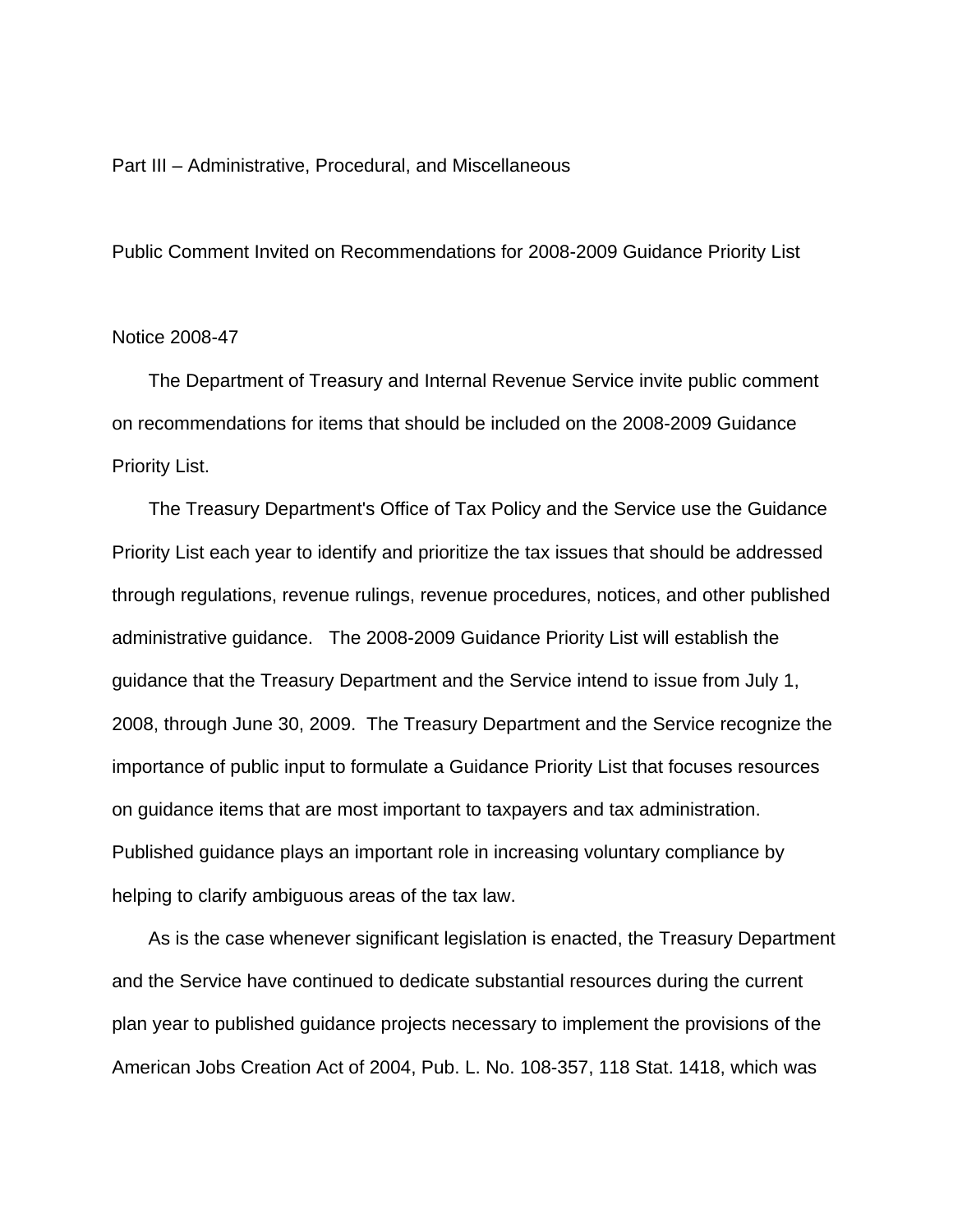Part III – Administrative, Procedural, and Miscellaneous

## Public Comment Invited on Recommendations for 2008-2009 Guidance Priority List

Notice 2008-47

The Department of Treasury and Internal Revenue Service invite public comment on recommendations for items that should be included on the 2008-2009 Guidance Priority List.

The Treasury Department's Office of Tax Policy and the Service use the Guidance Priority List each year to identify and prioritize the tax issues that should be addressed through regulations, revenue rulings, revenue procedures, notices, and other published administrative guidance. The 2008-2009 Guidance Priority List will establish the guidance that the Treasury Department and the Service intend to issue from July 1, 2008, through June 30, 2009. The Treasury Department and the Service recognize the importance of public input to formulate a Guidance Priority List that focuses resources on guidance items that are most important to taxpayers and tax administration. Published guidance plays an important role in increasing voluntary compliance by helping to clarify ambiguous areas of the tax law.

As is the case whenever significant legislation is enacted, the Treasury Department and the Service have continued to dedicate substantial resources during the current plan year to published guidance projects necessary to implement the provisions of the American Jobs Creation Act of 2004, Pub. L. No. 108-357, 118 Stat. 1418, which was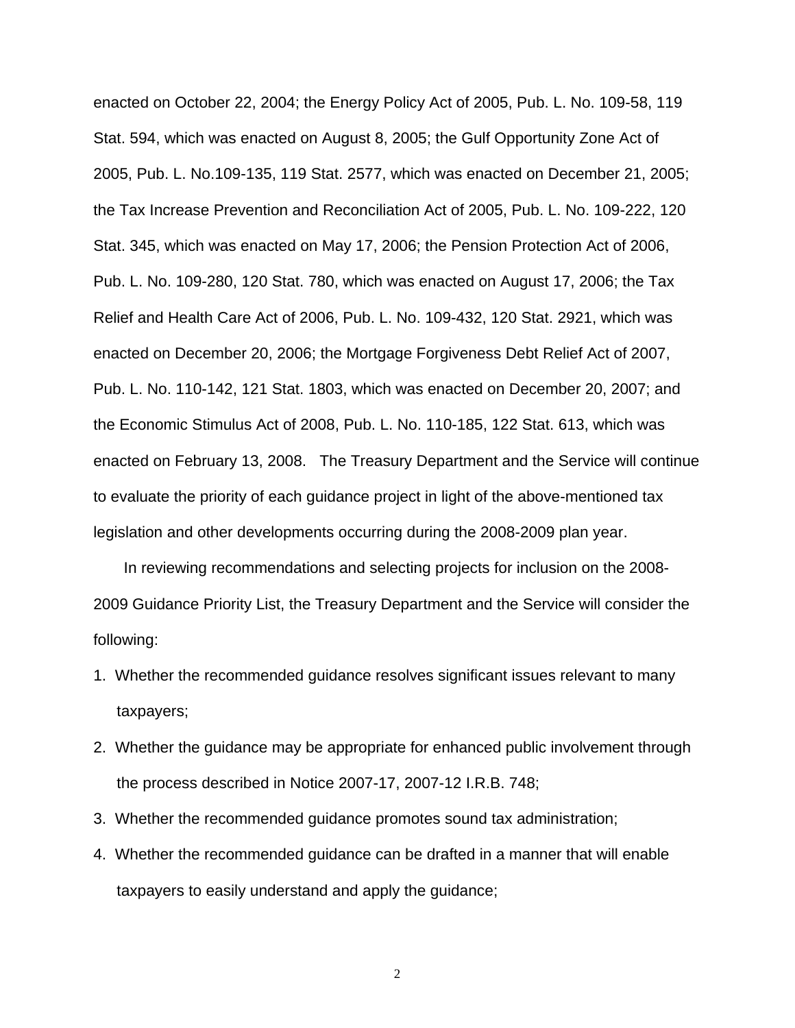enacted on October 22, 2004; the Energy Policy Act of 2005, Pub. L. No. 109-58, 119 Stat. 594, which was enacted on August 8, 2005; the Gulf Opportunity Zone Act of 2005, Pub. L. No.109-135, 119 Stat. 2577, which was enacted on December 21, 2005; the Tax Increase Prevention and Reconciliation Act of 2005, Pub. L. No. 109-222, 120 Stat. 345, which was enacted on May 17, 2006; the Pension Protection Act of 2006, Pub. L. No. 109-280, 120 Stat. 780, which was enacted on August 17, 2006; the Tax Relief and Health Care Act of 2006, Pub. L. No. 109-432, 120 Stat. 2921, which was enacted on December 20, 2006; the Mortgage Forgiveness Debt Relief Act of 2007, Pub. L. No. 110-142, 121 Stat. 1803, which was enacted on December 20, 2007; and the Economic Stimulus Act of 2008, Pub. L. No. 110-185, 122 Stat. 613, which was enacted on February 13, 2008. The Treasury Department and the Service will continue to evaluate the priority of each guidance project in light of the above-mentioned tax legislation and other developments occurring during the 2008-2009 plan year.

In reviewing recommendations and selecting projects for inclusion on the 2008-2009 Guidance Priority List, the Treasury Department and the Service will consider the following:

1. Whether the recommended guidance resolves significant issues relevant to many taxpayers;
2. Whether the guidance may be appropriate for enhanced public involvement through the process described in Notice 2007-17, 2007-12 I.R.B. 748;
3. Whether the recommended guidance promotes sound tax administration;
4. Whether the recommended guidance can be drafted in a manner that will enable taxpayers to easily understand and apply the guidance;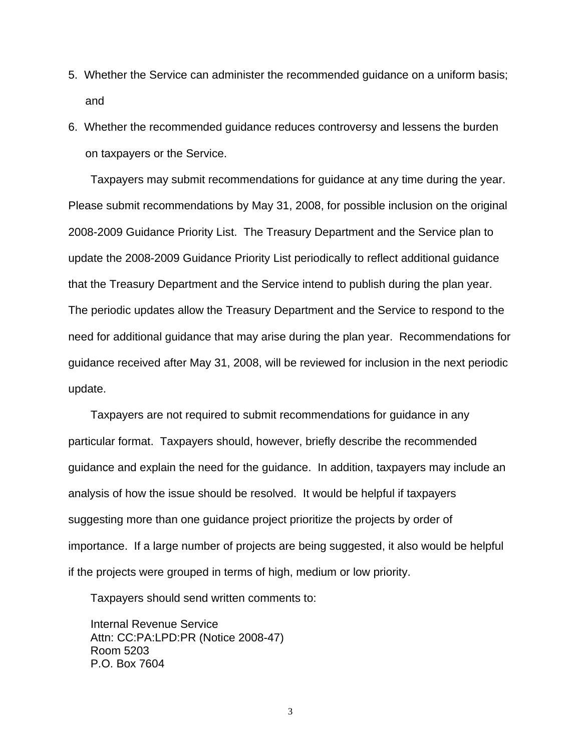5. Whether the Service can administer the recommended guidance on a uniform basis; and

6. Whether the recommended guidance reduces controversy and lessens the burden on taxpayers or the Service.

Taxpayers may submit recommendations for guidance at any time during the year. Please submit recommendations by May 31, 2008, for possible inclusion on the original 2008-2009 Guidance Priority List. The Treasury Department and the Service plan to update the 2008-2009 Guidance Priority List periodically to reflect additional guidance that the Treasury Department and the Service intend to publish during the plan year. The periodic updates allow the Treasury Department and the Service to respond to the need for additional guidance that may arise during the plan year. Recommendations for guidance received after May 31, 2008, will be reviewed for inclusion in the next periodic update.

Taxpayers are not required to submit recommendations for guidance in any particular format. Taxpayers should, however, briefly describe the recommended guidance and explain the need for the guidance. In addition, taxpayers may include an analysis of how the issue should be resolved. It would be helpful if taxpayers suggesting more than one guidance project prioritize the projects by order of importance. If a large number of projects are being suggested, it also would be helpful if the projects were grouped in terms of high, medium or low priority.

Taxpayers should send written comments to:

Internal Revenue Service
Attn: CC:PA:LPD:PR (Notice 2008-47)
Room 5203
P.O. Box 7604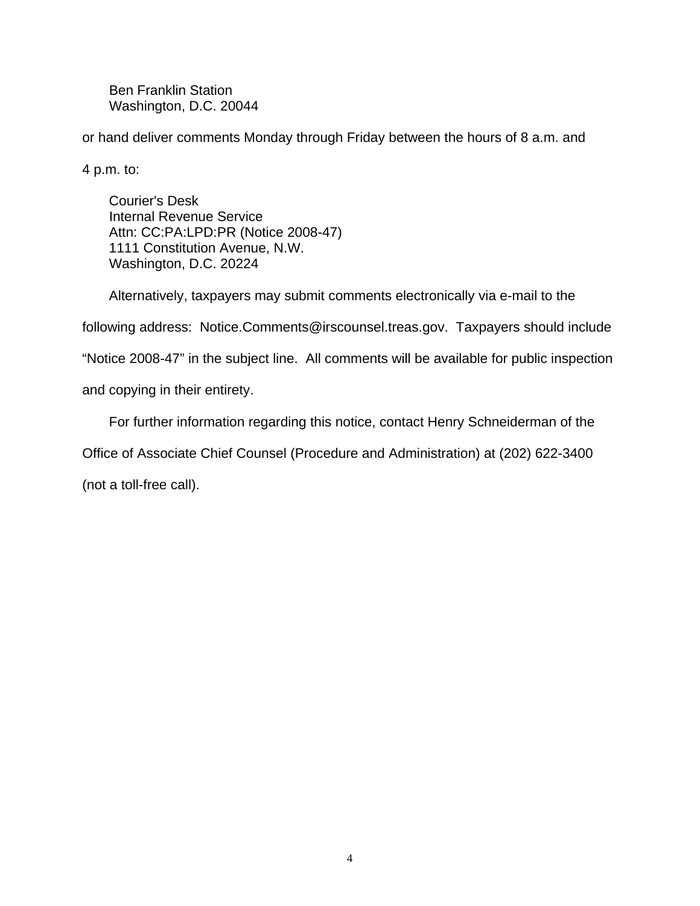Ben Franklin Station
Washington, D.C. 20044

or hand deliver comments Monday through Friday between the hours of 8 a.m. and 4 p.m. to:

Courier's Desk
Internal Revenue Service
Attn: CC:PA:LPD:PR (Notice 2008-47)
1111 Constitution Avenue, N.W.
Washington, D.C. 20224

Alternatively, taxpayers may submit comments electronically via e-mail to the following address: Notice.Comments@irscounsel.treas.gov. Taxpayers should include "Notice 2008-47" in the subject line. All comments will be available for public inspection and copying in their entirety.

For further information regarding this notice, contact Henry Schneiderman of the Office of Associate Chief Counsel (Procedure and Administration) at (202) 622-3400 (not a toll-free call).